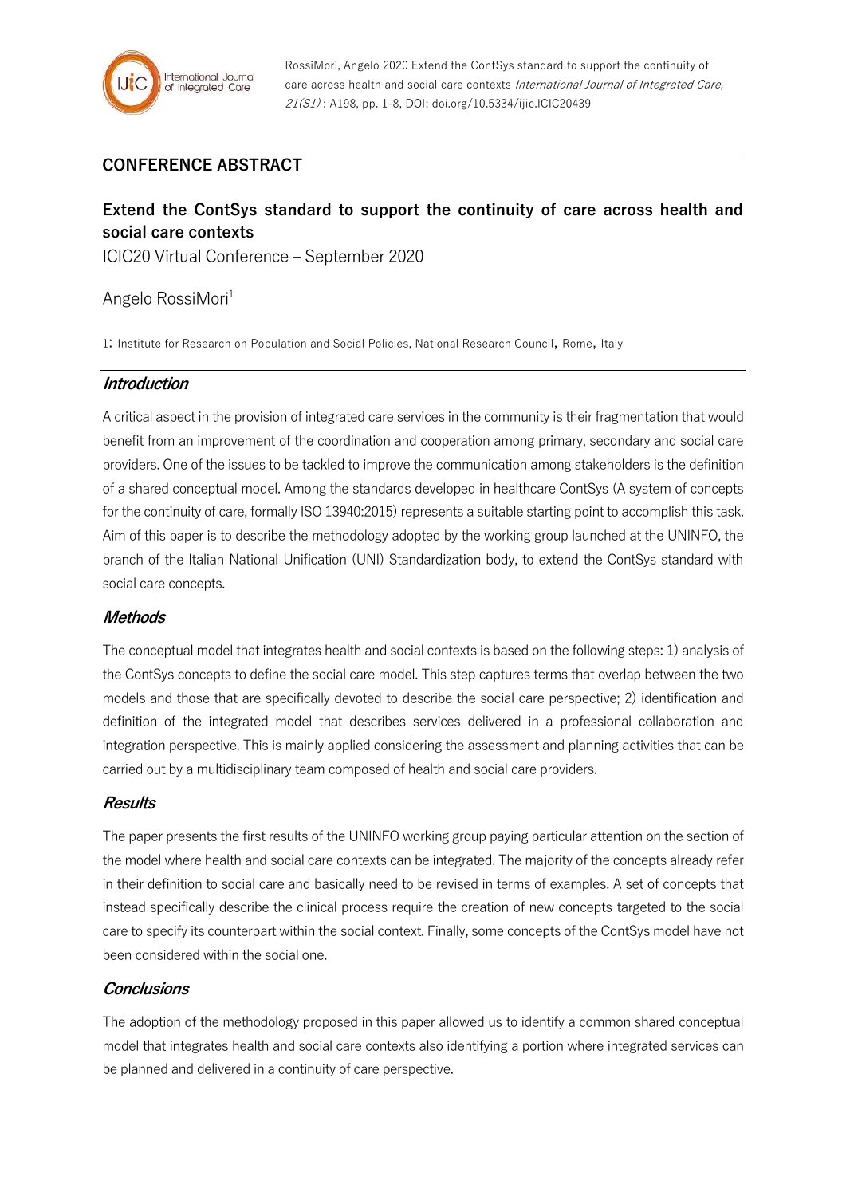RossiMori, Angelo 2020 Extend the ContSys standard to support the continuity of care across health and social care contexts *International Journal of Integrated Care, 21(S1)* : A198, pp. 1-8, DOI: doi.org/10.5334/ijic.ICIC20439

## CONFERENCE ABSTRACT

# Extend the ContSys standard to support the continuity of care across health and social care contexts

ICIC20 Virtual Conference – September 2020

Angelo RossiMori[1]

1: Institute for Research on Population and Social Policies, National Research Council, Rome, Italy

### *Introduction*

A critical aspect in the provision of integrated care services in the community is their fragmentation that would benefit from an improvement of the coordination and cooperation among primary, secondary and social care providers. One of the issues to be tackled to improve the communication among stakeholders is the definition of a shared conceptual model. Among the standards developed in healthcare ContSys (A system of concepts for the continuity of care, formally ISO 13940:2015) represents a suitable starting point to accomplish this task. Aim of this paper is to describe the methodology adopted by the working group launched at the UNINFO, the branch of the Italian National Unification (UNI) Standardization body, to extend the ContSys standard with social care concepts.

### *Methods*

The conceptual model that integrates health and social contexts is based on the following steps: 1) analysis of the ContSys concepts to define the social care model. This step captures terms that overlap between the two models and those that are specifically devoted to describe the social care perspective; 2) identification and definition of the integrated model that describes services delivered in a professional collaboration and integration perspective. This is mainly applied considering the assessment and planning activities that can be carried out by a multidisciplinary team composed of health and social care providers.

### *Results*

The paper presents the first results of the UNINFO working group paying particular attention on the section of the model where health and social care contexts can be integrated. The majority of the concepts already refer in their definition to social care and basically need to be revised in terms of examples. A set of concepts that instead specifically describe the clinical process require the creation of new concepts targeted to the social care to specify its counterpart within the social context. Finally, some concepts of the ContSys model have not been considered within the social one.

### *Conclusions*

The adoption of the methodology proposed in this paper allowed us to identify a common shared conceptual model that integrates health and social care contexts also identifying a portion where integrated services can be planned and delivered in a continuity of care perspective.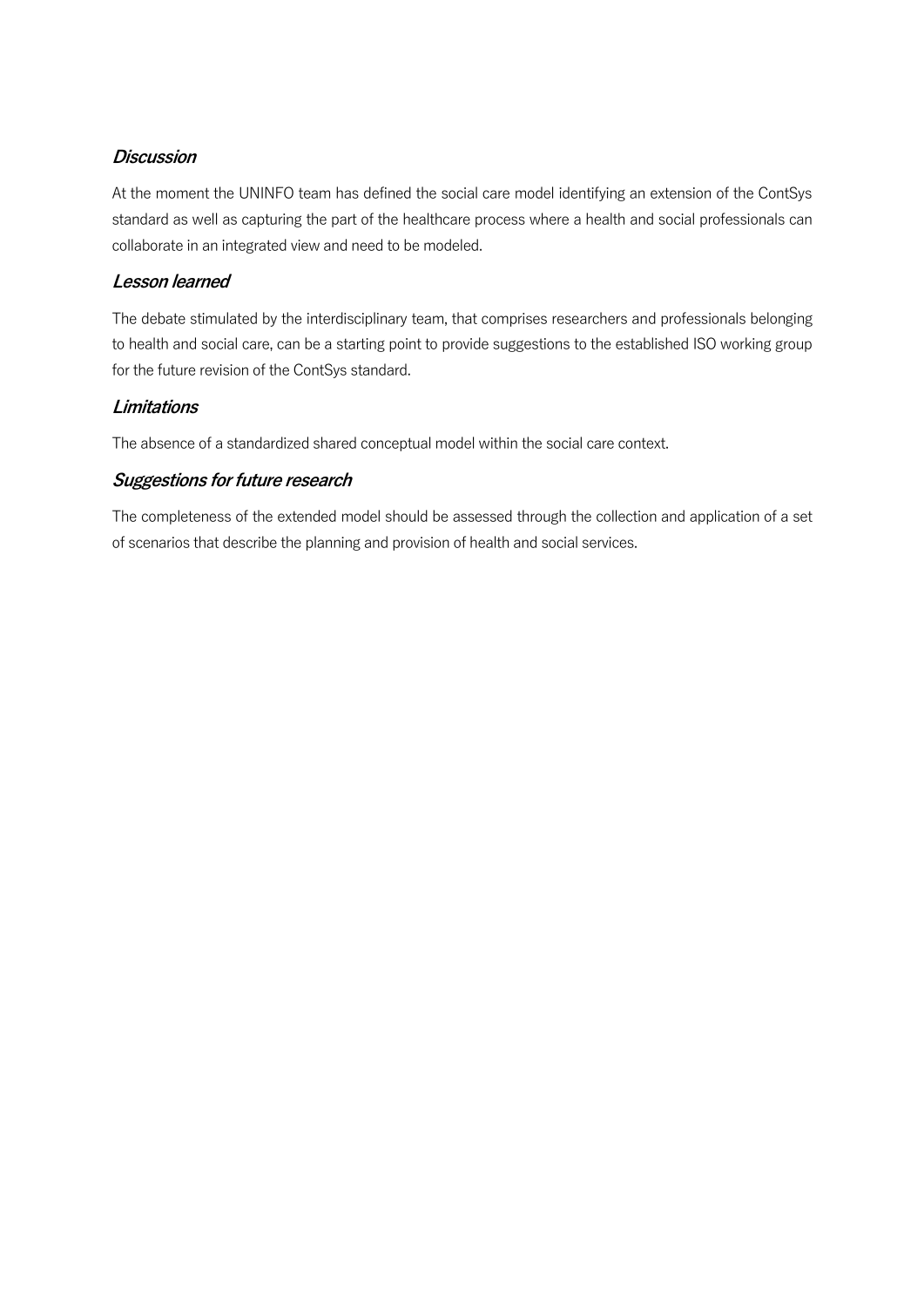### *Discussion*

At the moment the UNINFO team has defined the social care model identifying an extension of the ContSys standard as well as capturing the part of the healthcare process where a health and social professionals can collaborate in an integrated view and need to be modeled.

### *Lesson learned*

The debate stimulated by the interdisciplinary team, that comprises researchers and professionals belonging to health and social care, can be a starting point to provide suggestions to the established ISO working group for the future revision of the ContSys standard.

### *Limitations*

The absence of a standardized shared conceptual model within the social care context.

### *Suggestions for future research*

The completeness of the extended model should be assessed through the collection and application of a set of scenarios that describe the planning and provision of health and social services.